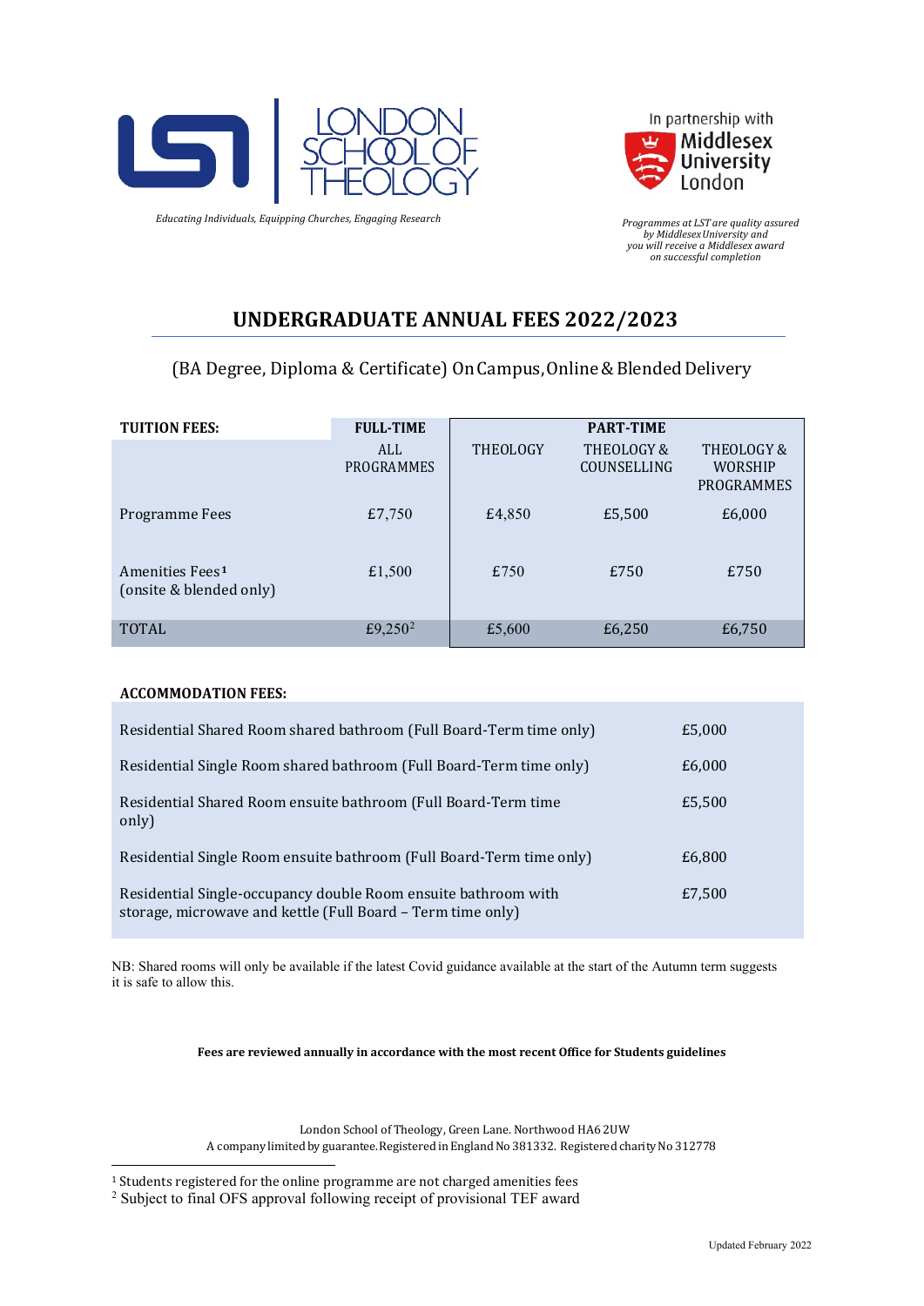LONDON SCHOOL OF THEOLOGY

*Educating Individuals, Equipping Churches, Engaging Research*

In partnership with Middlesex University London

*Programmes at LST are quality assured by Middlesex University and you will receive a Middlesex award on successful completion*

# UNDERGRADUATE ANNUAL FEES 2022/2023

(BA Degree, Diploma & Certificate) On Campus, Online & Blended Delivery

| TUITION FEES: | FULL-TIME | PART-TIME | | |
|---|---|---|---|---|
| | ALL PROGRAMMES | THEOLOGY | THEOLOGY & COUNSELLING | THEOLOGY & WORSHIP PROGRAMMES |
| Programme Fees | £7,750 | £4,850 | £5,500 | £6,000 |
| Amenities Fees[1] (onsite & blended only) | £1,500 | £750 | £750 | £750 |
| TOTAL | £9,250[2] | £5,600 | £6,250 | £6,750 |

**ACCOMMODATION FEES:**

| | |
|---|---|
| Residential Shared Room shared bathroom (Full Board-Term time only) | £5,000 |
| Residential Single Room shared bathroom (Full Board-Term time only) | £6,000 |
| Residential Shared Room ensuite bathroom (Full Board-Term time only) | £5,500 |
| Residential Single Room ensuite bathroom (Full Board-Term time only) | £6,800 |
| Residential Single-occupancy double Room ensuite bathroom with storage, microwave and kettle (Full Board – Term time only) | £7,500 |

NB: Shared rooms will only be available if the latest Covid guidance available at the start of the Autumn term suggests it is safe to allow this.

**Fees are reviewed annually in accordance with the most recent Office for Students guidelines**

London School of Theology, Green Lane. Northwood HA6 2UW
A company limited by guarantee. Registered in England No 381332. Registered charity No 312778

[1] Students registered for the online programme are not charged amenities fees
[2] Subject to final OFS approval following receipt of provisional TEF award

Updated February 2022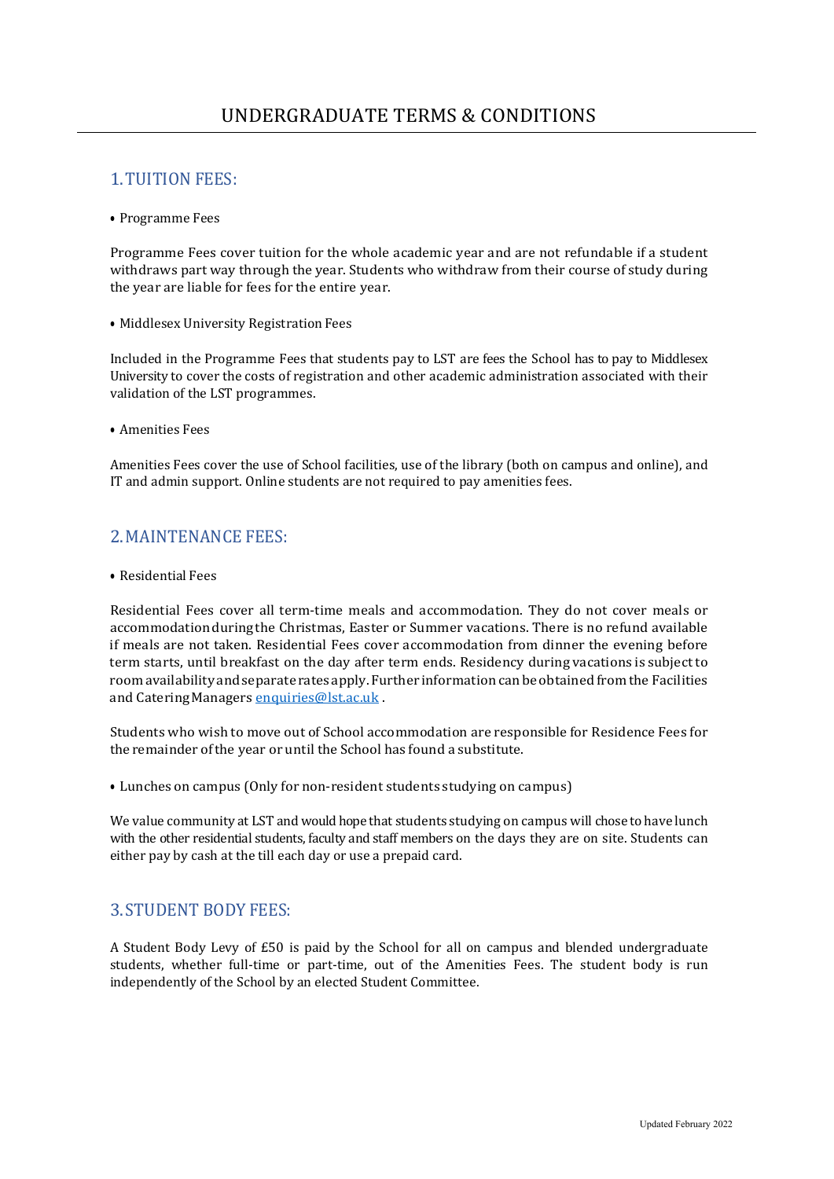# UNDERGRADUATE TERMS & CONDITIONS

## 1. TUITION FEES:

- Programme Fees

Programme Fees cover tuition for the whole academic year and are not refundable if a student withdraws part way through the year. Students who withdraw from their course of study during the year are liable for fees for the entire year.

- Middlesex University Registration Fees

Included in the Programme Fees that students pay to LST are fees the School has to pay to Middlesex University to cover the costs of registration and other academic administration associated with their validation of the LST programmes.

- Amenities Fees

Amenities Fees cover the use of School facilities, use of the library (both on campus and online), and IT and admin support. Online students are not required to pay amenities fees.

## 2. MAINTENANCE FEES:

- Residential Fees

Residential Fees cover all term-time meals and accommodation. They do not cover meals or accommodation during the Christmas, Easter or Summer vacations. There is no refund available if meals are not taken. Residential Fees cover accommodation from dinner the evening before term starts, until breakfast on the day after term ends. Residency during vacations is subject to room availability and separate rates apply. Further information can be obtained from the Facilities and Catering Managers enquiries@lst.ac.uk .

Students who wish to move out of School accommodation are responsible for Residence Fees for the remainder of the year or until the School has found a substitute.

- Lunches on campus (Only for non-resident students studying on campus)

We value community at LST and would hope that students studying on campus will chose to have lunch with the other residential students, faculty and staff members on the days they are on site. Students can either pay by cash at the till each day or use a prepaid card.

## 3. STUDENT BODY FEES:

A Student Body Levy of £50 is paid by the School for all on campus and blended undergraduate students, whether full-time or part-time, out of the Amenities Fees. The student body is run independently of the School by an elected Student Committee.

Updated February 2022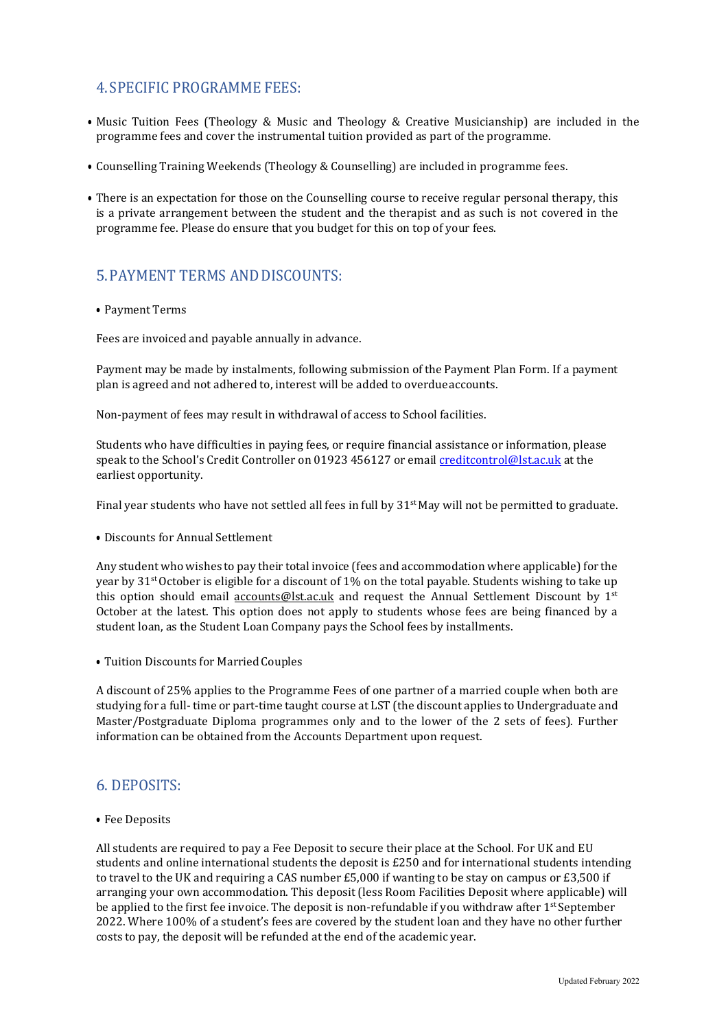## 4. SPECIFIC PROGRAMME FEES:

- Music Tuition Fees (Theology & Music and Theology & Creative Musicianship) are included in the programme fees and cover the instrumental tuition provided as part of the programme.
- Counselling Training Weekends (Theology & Counselling) are included in programme fees.
- There is an expectation for those on the Counselling course to receive regular personal therapy, this is a private arrangement between the student and the therapist and as such is not covered in the programme fee. Please do ensure that you budget for this on top of your fees.

## 5. PAYMENT TERMS AND DISCOUNTS:

- Payment Terms

Fees are invoiced and payable annually in advance.

Payment may be made by instalments, following submission of the Payment Plan Form. If a payment plan is agreed and not adhered to, interest will be added to overdue accounts.

Non-payment of fees may result in withdrawal of access to School facilities.

Students who have difficulties in paying fees, or require financial assistance or information, please speak to the School's Credit Controller on 01923 456127 or email creditcontrol@lst.ac.uk at the earliest opportunity.

Final year students who have not settled all fees in full by 31st May will not be permitted to graduate.

- Discounts for Annual Settlement

Any student who wishes to pay their total invoice (fees and accommodation where applicable) for the year by 31st October is eligible for a discount of 1% on the total payable. Students wishing to take up this option should email accounts@lst.ac.uk and request the Annual Settlement Discount by 1st October at the latest. This option does not apply to students whose fees are being financed by a student loan, as the Student Loan Company pays the School fees by installments.

- Tuition Discounts for Married Couples

A discount of 25% applies to the Programme Fees of one partner of a married couple when both are studying for a full- time or part-time taught course at LST (the discount applies to Undergraduate and Master/Postgraduate Diploma programmes only and to the lower of the 2 sets of fees). Further information can be obtained from the Accounts Department upon request.

## 6. DEPOSITS:

- Fee Deposits

All students are required to pay a Fee Deposit to secure their place at the School. For UK and EU students and online international students the deposit is £250 and for international students intending to travel to the UK and requiring a CAS number £5,000 if wanting to be stay on campus or £3,500 if arranging your own accommodation. This deposit (less Room Facilities Deposit where applicable) will be applied to the first fee invoice. The deposit is non-refundable if you withdraw after 1st September 2022. Where 100% of a student's fees are covered by the student loan and they have no other further costs to pay, the deposit will be refunded at the end of the academic year.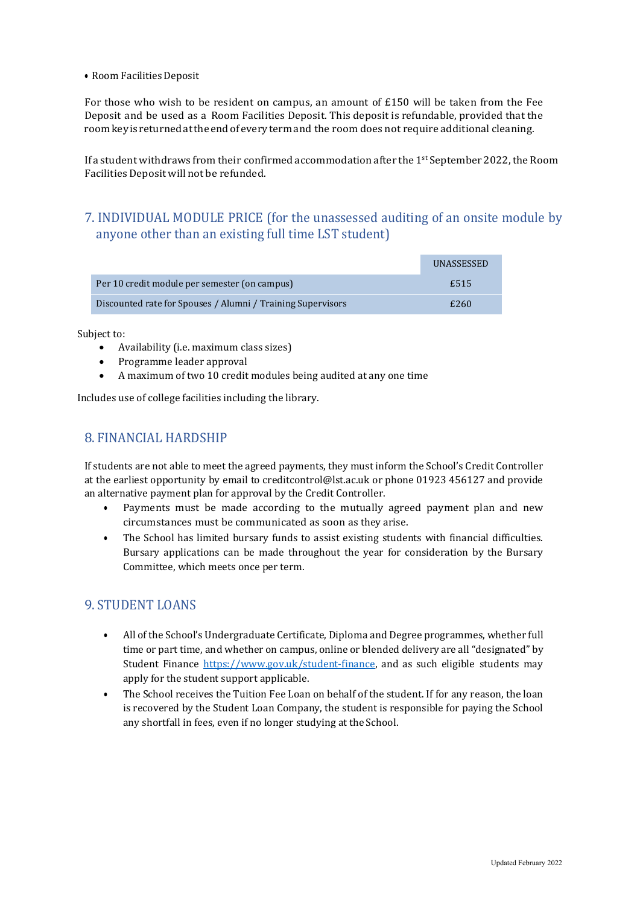- Room Facilities Deposit

For those who wish to be resident on campus, an amount of £150 will be taken from the Fee Deposit and be used as a Room Facilities Deposit. This deposit is refundable, provided that the room key is returned at the end of every term and the room does not require additional cleaning.

If a student withdraws from their confirmed accommodation after the 1st September 2022, the Room Facilities Deposit will not be refunded.

## 7. INDIVIDUAL MODULE PRICE (for the unassessed auditing of an onsite module by anyone other than an existing full time LST student)

| | UNASSESSED |
|---|---|
| Per 10 credit module per semester (on campus) | £515 |
| Discounted rate for Spouses / Alumni / Training Supervisors | £260 |

Subject to:

- Availability (i.e. maximum class sizes)
- Programme leader approval
- A maximum of two 10 credit modules being audited at any one time

Includes use of college facilities including the library.

## 8. FINANCIAL HARDSHIP

If students are not able to meet the agreed payments, they must inform the School's Credit Controller at the earliest opportunity by email to creditcontrol@lst.ac.uk or phone 01923 456127 and provide an alternative payment plan for approval by the Credit Controller.

- Payments must be made according to the mutually agreed payment plan and new circumstances must be communicated as soon as they arise.
- The School has limited bursary funds to assist existing students with financial difficulties. Bursary applications can be made throughout the year for consideration by the Bursary Committee, which meets once per term.

## 9. STUDENT LOANS

- All of the School's Undergraduate Certificate, Diploma and Degree programmes, whether full time or part time, and whether on campus, online or blended delivery are all "designated" by Student Finance [https://www.gov.uk/student-finance](https://www.gov.uk/student-finance), and as such eligible students may apply for the student support applicable.
- The School receives the Tuition Fee Loan on behalf of the student. If for any reason, the loan is recovered by the Student Loan Company, the student is responsible for paying the School any shortfall in fees, even if no longer studying at the School.

Updated February 2022